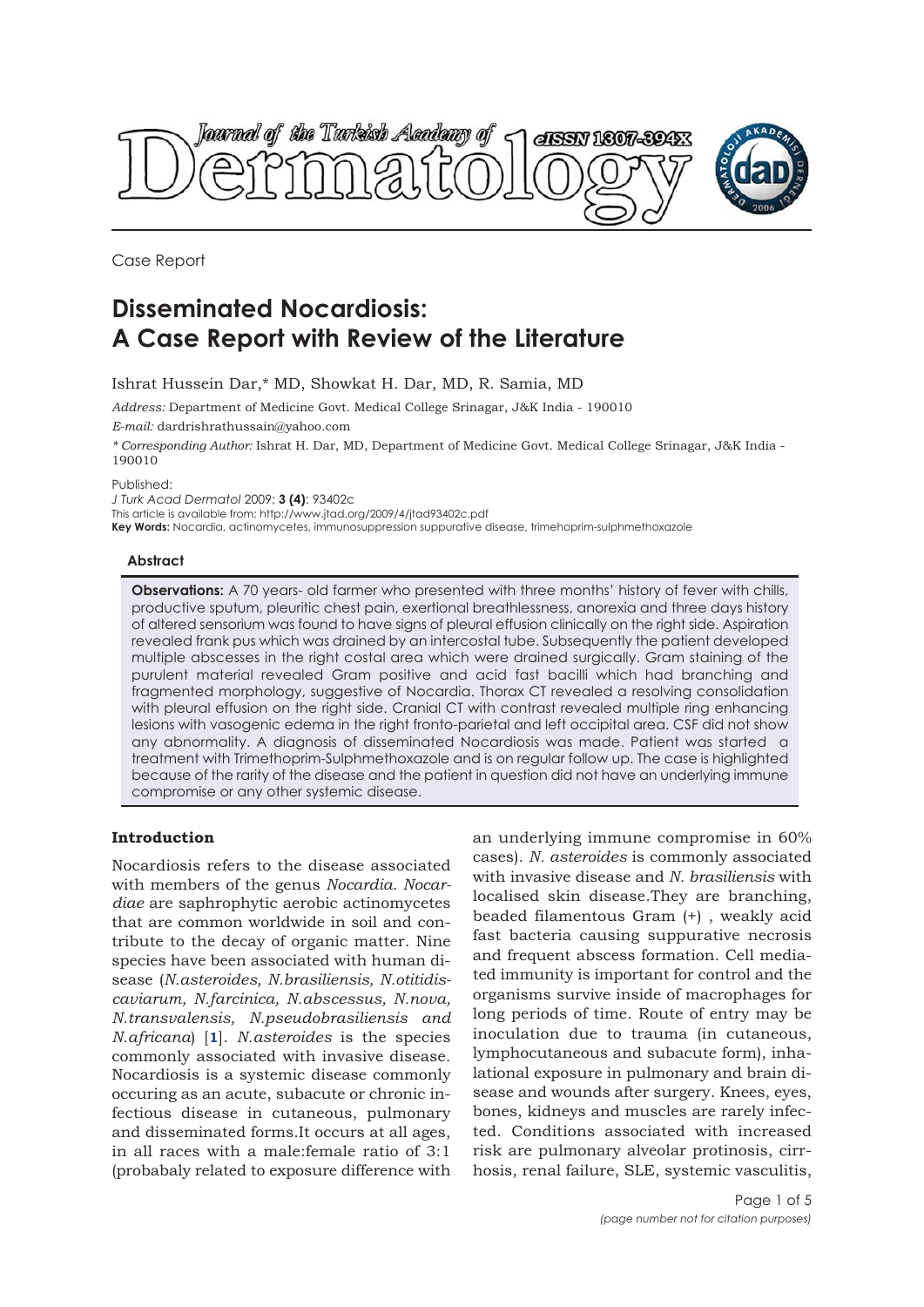Case Report

# Disseminated Nocardiosis: A Case Report with Review of the Literature

Ishrat Hussein Dar,* MD, Showkat H. Dar, MD, R. Samia, MD

*Address:* Department of Medicine Govt. Medical College Srinagar, J&K India - 190010

*E-mail:* dardrishrathussain@yahoo.com

*\* Corresponding Author:* Ishrat H. Dar, MD, Department of Medicine Govt. Medical College Srinagar, J&K India - 190010

Published:

*J Turk Acad Dermatol* 2009; **3 (4)**: 93402c

This article is available from: http://www.jtad.org/2009/4/jtad93402c.pdf

**Key Words:** Nocardia, actinomycetes, immunosuppression suppurative disease, trimehoprim-sulphmethoxazole

## Abstract

**Observations:** A 70 years- old farmer who presented with three months' history of fever with chills, productive sputum, pleuritic chest pain, exertional breathlessness, anorexia and three days history of altered sensorium was found to have signs of pleural effusion clinically on the right side. Aspiration revealed frank pus which was drained by an intercostal tube. Subsequently the patient developed multiple abscesses in the right costal area which were drained surgically. Gram staining of the purulent material revealed Gram positive and acid fast bacilli which had branching and fragmented morphology, suggestive of Nocardia. Thorax CT revealed a resolving consolidation with pleural effusion on the right side. Cranial CT with contrast revealed multiple ring enhancing lesions with vasogenic edema in the right fronto-parietal and left occipital area. CSF did not show any abnormality. A diagnosis of disseminated Nocardiosis was made. Patient was started a treatment with Trimethoprim-Sulphmethoxazole and is on regular follow up. The case is highlighted because of the rarity of the disease and the patient in question did not have an underlying immune compromise or any other systemic disease.

## Introduction

Nocardiosis refers to the disease associated with members of the genus *Nocardia*. *Nocardiae* are saphrophytic aerobic actinomycetes that are common worldwide in soil and contribute to the decay of organic matter. Nine species have been associated with human disease (*N.asteroides, N.brasiliensis, N.otitidiscaviarum, N.farcinica, N.abscessus, N.nova, N.transvalensis, N.pseudobrasiliensis and N.africana*) [1]. *N.asteroides* is the species commonly associated with invasive disease. Nocardiosis is a systemic disease commonly occuring as an acute, subacute or chronic infectious disease in cutaneous, pulmonary and disseminated forms.It occurs at all ages, in all races with a male:female ratio of 3:1 (probabaly related to exposure difference with an underlying immune compromise in 60% cases). *N. asteroides* is commonly associated with invasive disease and *N. brasiliensis* with localised skin disease.They are branching, beaded filamentous Gram (+) , weakly acid fast bacteria causing suppurative necrosis and frequent abscess formation. Cell mediated immunity is important for control and the organisms survive inside of macrophages for long periods of time. Route of entry may be inoculation due to trauma (in cutaneous, lymphocutaneous and subacute form), inhalational exposure in pulmonary and brain disease and wounds after surgery. Knees, eyes, bones, kidneys and muscles are rarely infected. Conditions associated with increased risk are pulmonary alveolar protinosis, cirrhosis, renal failure, SLE, systemic vasculitis,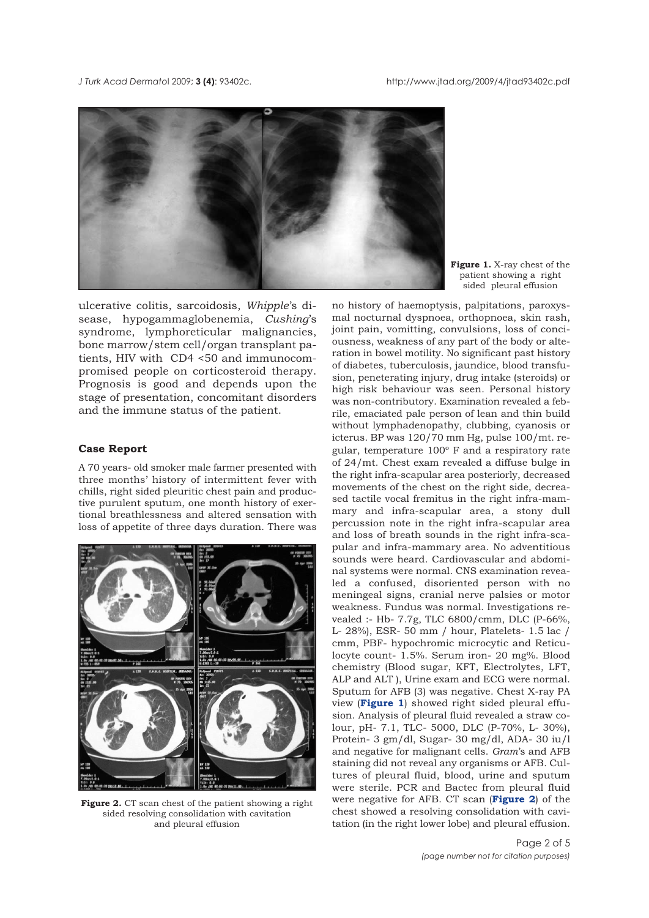**Figure 1.** X-ray chest of the patient showing a right sided pleural effusion

ulcerative colitis, sarcoidosis, *Whipple*'s disease, hypogammaglobenemia, *Cushing*'s syndrome, lymphoreticular malignancies, bone marrow/stem cell/organ transplant patients, HIV with CD4 <50 and immunocompromised people on corticosteroid therapy. Prognosis is good and depends upon the stage of presentation, concomitant disorders and the immune status of the patient.

### Case Report

A 70 years- old smoker male farmer presented with three months' history of intermittent fever with chills, right sided pleuritic chest pain and productive purulent sputum, one month history of exertional breathlessness and altered sensation with loss of appetite of three days duration. There was no history of haemoptysis, palpitations, paroxysmal nocturnal dyspnoea, orthopnoea, skin rash, joint pain, vomitting, convulsions, loss of conciousness, weakness of any part of the body or alteration in bowel motility. No significant past history of diabetes, tuberculosis, jaundice, blood transfusion, peneterating injury, drug intake (steroids) or high risk behaviour was seen. Personal history was non-contributory. Examination revealed a febrile, emaciated pale person of lean and thin build without lymphadenopathy, clubbing, cyanosis or icterus. BP was 120/70 mm Hg, pulse 100/mt. regular, temperature 100° F and a respiratory rate of 24/mt. Chest exam revealed a diffuse bulge in the right infra-scapular area posteriorly, decreased movements of the chest on the right side, decreased tactile vocal fremitus in the right infra-mammary and infra-scapular area, a stony dull percussion note in the right infra-scapular area and loss of breath sounds in the right infra-scapular and infra-mammary area. No adventitious sounds were heard. Cardiovascular and abdominal systems were normal. CNS examination revealed a confused, disoriented person with no meningeal signs, cranial nerve palsies or motor weakness. Fundus was normal. Investigations revealed :- Hb- 7.7g, TLC 6800/cmm, DLC (P-66%, L- 28%), ESR- 50 mm / hour, Platelets- 1.5 lac / cmm, PBF- hypochromic microcytic and Reticulocyte count- 1.5%. Serum iron- 20 mg%. Blood chemistry (Blood sugar, KFT, Electrolytes, LFT, ALP and ALT ), Urine exam and ECG were normal. Sputum for AFB (3) was negative. Chest X-ray PA view (**Figure 1**) showed right sided pleural effusion. Analysis of pleural fluid revealed a straw colour, pH- 7.1, TLC- 5000, DLC (P-70%, L- 30%), Protein- 3 gm/dl, Sugar- 30 mg/dl, ADA- 30 iu/l and negative for malignant cells. *Gram*'s and AFB staining did not reveal any organisms or AFB. Cultures of pleural fluid, blood, urine and sputum were sterile. PCR and Bactec from pleural fluid were negative for AFB. CT scan (**Figure 2**) of the chest showed a resolving consolidation with cavitation (in the right lower lobe) and pleural effusion.

**Figure 2.** CT scan chest of the patient showing a right sided resolving consolidation with cavitation and pleural effusion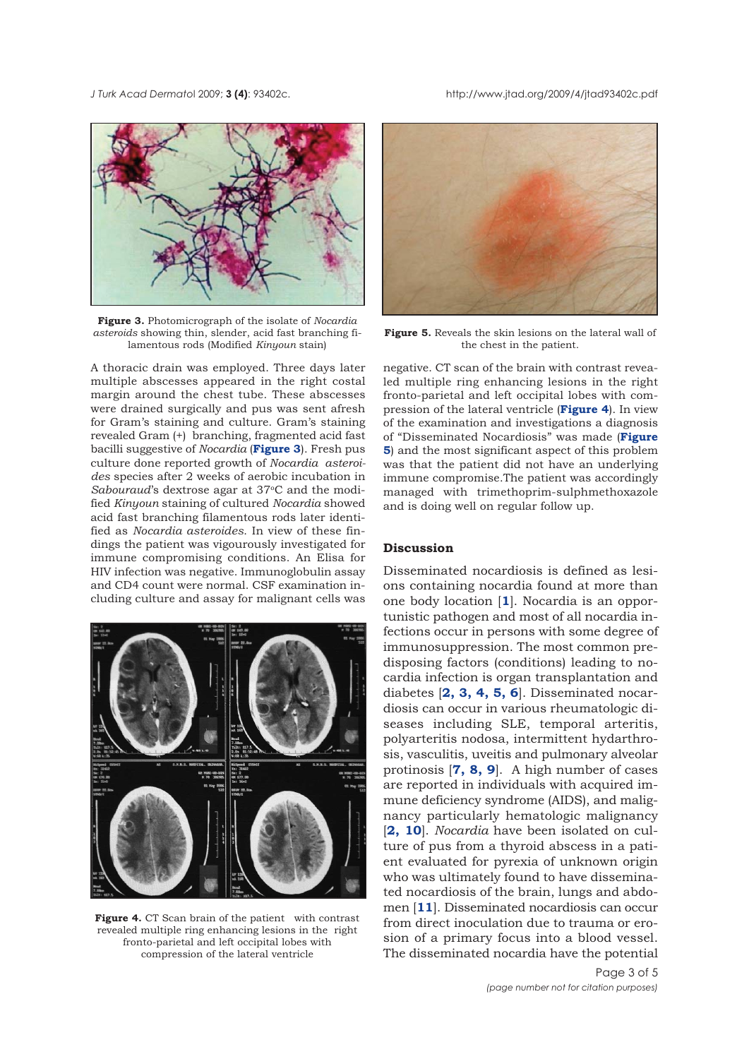**Figure 3.** Photomicrograph of the isolate of *Nocardia asteroids* showing thin, slender, acid fast branching filamentous rods (Modified *Kinyoun* stain)

A thoracic drain was employed. Three days later multiple abscesses appeared in the right costal margin around the chest tube. These abscesses were drained surgically and pus was sent afresh for Gram's staining and culture. Gram's staining revealed Gram (+) branching, fragmented acid fast bacilli suggestive of *Nocardia* (**Figure 3**). Fresh pus culture done reported growth of *Nocardia asteroides* species after 2 weeks of aerobic incubation in *Sabouraud*'s dextrose agar at 37°C and the modified *Kinyoun* staining of cultured *Nocardia* showed acid fast branching filamentous rods later identified as *Nocardia asteroides*. In view of these findings the patient was vigourously investigated for immune compromising conditions. An Elisa for HIV infection was negative. Immunoglobulin assay and CD4 count were normal. CSF examination including culture and assay for malignant cells was negative. CT scan of the brain with contrast revealed multiple ring enhancing lesions in the right fronto-parietal and left occipital lobes with compression of the lateral ventricle (**Figure 4**). In view of the examination and investigations a diagnosis of "Disseminated Nocardiosis" was made (**Figure 5**) and the most significant aspect of this problem was that the patient did not have an underlying immune compromise.The patient was accordingly managed with trimethoprim-sulphmethoxazole and is doing well on regular follow up.

**Figure 4.** CT Scan brain of the patient with contrast revealed multiple ring enhancing lesions in the right fronto-parietal and left occipital lobes with compression of the lateral ventricle

**Figure 5.** Reveals the skin lesions on the lateral wall of the chest in the patient.

## Discussion

Disseminated nocardiosis is defined as lesions containing nocardia found at more than one body location [**1**]. Nocardia is an opportunistic pathogen and most of all nocardia infections occur in persons with some degree of immunosuppression. The most common predisposing factors (conditions) leading to nocardia infection is organ transplantation and diabetes [**2, 3, 4, 5, 6**]. Disseminated nocardiosis can occur in various rheumatologic diseases including SLE, temporal arteritis, polyarteritis nodosa, intermittent hydarthrosis, vasculitis, uveitis and pulmonary alveolar protinosis [**7, 8, 9**]. A high number of cases are reported in individuals with acquired immune deficiency syndrome (AIDS), and malignancy particularly hematologic malignancy [**2, 10**]. *Nocardia* have been isolated on culture of pus from a thyroid abscess in a patient evaluated for pyrexia of unknown origin who was ultimately found to have disseminated nocardiosis of the brain, lungs and abdomen [**11**]. Disseminated nocardiosis can occur from direct inoculation due to trauma or erosion of a primary focus into a blood vessel. The disseminated nocardia have the potential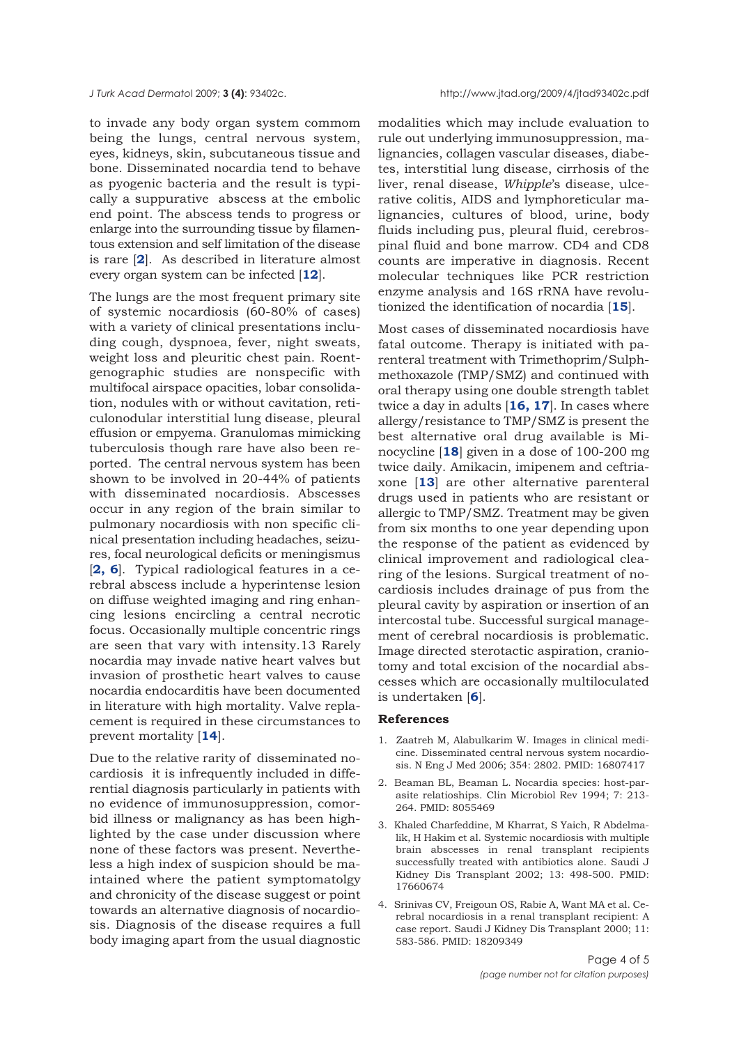to invade any body organ system commom being the lungs, central nervous system, eyes, kidneys, skin, subcutaneous tissue and bone. Disseminated nocardia tend to behave as pyogenic bacteria and the result is typically a suppurative abscess at the embolic end point. The abscess tends to progress or enlarge into the surrounding tissue by filamentous extension and self limitation of the disease is rare [**2**]. As described in literature almost every organ system can be infected [**12**].

The lungs are the most frequent primary site of systemic nocardiosis (60-80% of cases) with a variety of clinical presentations including cough, dyspnoea, fever, night sweats, weight loss and pleuritic chest pain. Roentgenographic studies are nonspecific with multifocal airspace opacities, lobar consolidation, nodules with or without cavitation, reticulonodular interstitial lung disease, pleural effusion or empyema. Granulomas mimicking tuberculosis though rare have also been reported. The central nervous system has been shown to be involved in 20-44% of patients with disseminated nocardiosis. Abscesses occur in any region of the brain similar to pulmonary nocardiosis with non specific clinical presentation including headaches, seizures, focal neurological deficits or meningismus [**2, 6**]. Typical radiological features in a cerebral abscess include a hyperintense lesion on diffuse weighted imaging and ring enhancing lesions encircling a central necrotic focus. Occasionally multiple concentric rings are seen that vary with intensity.13 Rarely nocardia may invade native heart valves but invasion of prosthetic heart valves to cause nocardia endocarditis have been documented in literature with high mortality. Valve replacement is required in these circumstances to prevent mortality [**14**].

Due to the relative rarity of disseminated nocardiosis it is infrequently included in differential diagnosis particularly in patients with no evidence of immunosuppression, comorbid illness or malignancy as has been highlighted by the case under discussion where none of these factors was present. Nevertheless a high index of suspicion should be maintained where the patient symptomatolgy and chronicity of the disease suggest or point towards an alternative diagnosis of nocardiosis. Diagnosis of the disease requires a full body imaging apart from the usual diagnostic modalities which may include evaluation to rule out underlying immunosuppression, malignancies, collagen vascular diseases, diabetes, interstitial lung disease, cirrhosis of the liver, renal disease, *Whipple*'s disease, ulcerative colitis, AIDS and lymphoreticular malignancies, cultures of blood, urine, body fluids including pus, pleural fluid, cerebrospinal fluid and bone marrow. CD4 and CD8 counts are imperative in diagnosis. Recent molecular techniques like PCR restriction enzyme analysis and 16S rRNA have revolutionized the identification of nocardia [**15**].

Most cases of disseminated nocardiosis have fatal outcome. Therapy is initiated with parenteral treatment with Trimethoprim/Sulphmethoxazole (TMP/SMZ) and continued with oral therapy using one double strength tablet twice a day in adults [**16, 17**]. In cases where allergy/resistance to TMP/SMZ is present the best alternative oral drug available is Minocycline [**18**] given in a dose of 100-200 mg twice daily. Amikacin, imipenem and ceftriaxone [**13**] are other alternative parenteral drugs used in patients who are resistant or allergic to TMP/SMZ. Treatment may be given from six months to one year depending upon the response of the patient as evidenced by clinical improvement and radiological clearing of the lesions. Surgical treatment of nocardiosis includes drainage of pus from the pleural cavity by aspiration or insertion of an intercostal tube. Successful surgical management of cerebral nocardiosis is problematic. Image directed sterotactic aspiration, craniotomy and total excision of the nocardial abscesses which are occasionally multiloculated is undertaken [**6**].

## References

1. Zaatreh M, Alabulkarim W. Images in clinical medicine. Disseminated central nervous system nocardiosis. N Eng J Med 2006; 354: 2802. PMID: 16807417
2. Beaman BL, Beaman L. Nocardia species: host-parasite relatioships. Clin Microbiol Rev 1994; 7: 213-264. PMID: 8055469
3. Khaled Charfeddine, M Kharrat, S Yaich, R Abdelmalik, H Hakim et al. Systemic nocardiosis with multiple brain abscesses in renal transplant recipients successfully treated with antibiotics alone. Saudi J Kidney Dis Transplant 2002; 13: 498-500. PMID: 17660674
4. Srinivas CV, Freigoun OS, Rabie A, Want MA et al. Cerebral nocardiosis in a renal transplant recipient: A case report. Saudi J Kidney Dis Transplant 2000; 11: 583-586. PMID: 18209349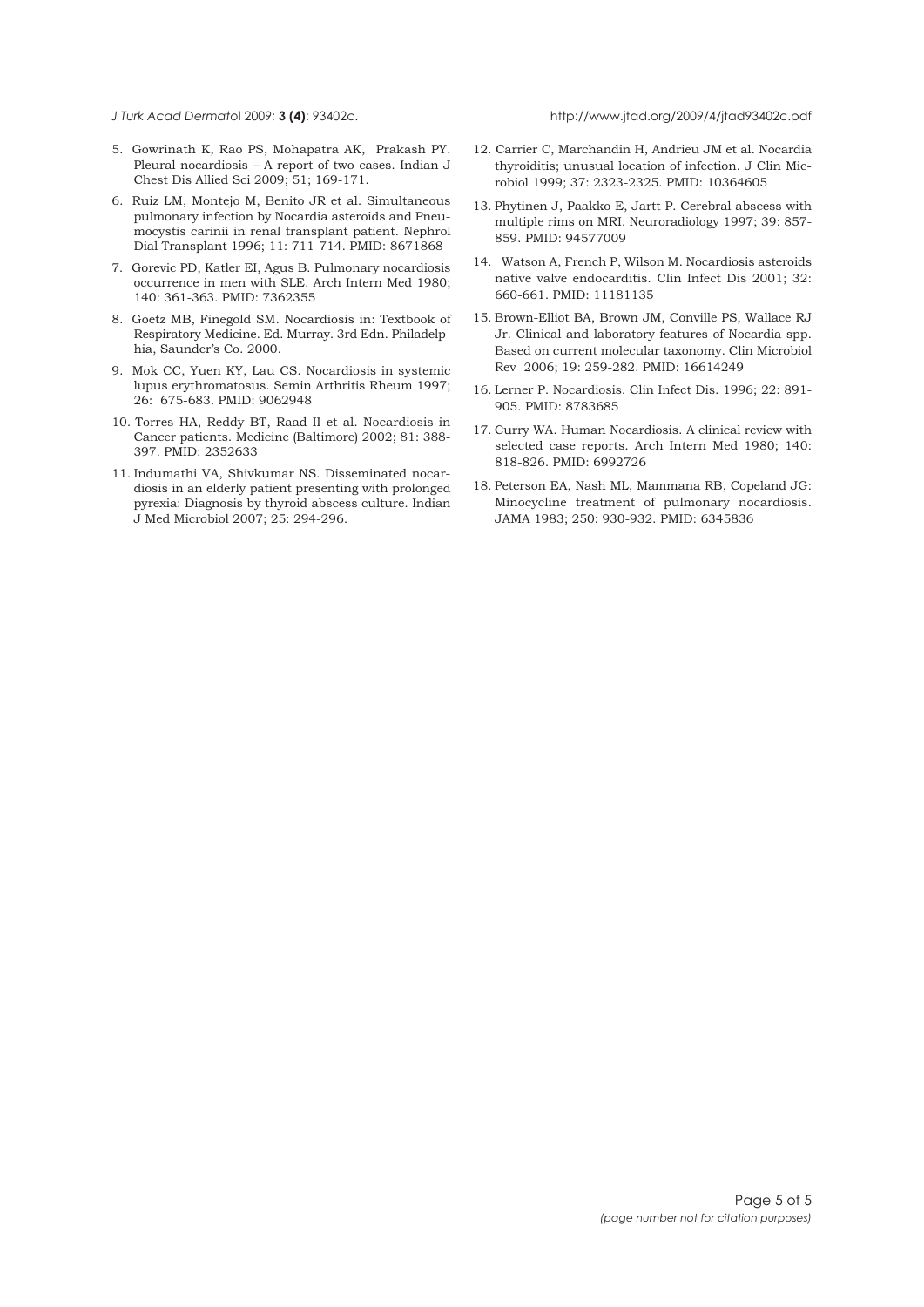5. Gowrinath K, Rao PS, Mohapatra AK, Prakash PY. Pleural nocardiosis – A report of two cases. Indian J Chest Dis Allied Sci 2009; 51; 169-171.
6. Ruiz LM, Montejo M, Benito JR et al. Simultaneous pulmonary infection by Nocardia asteroids and Pneumocystis carinii in renal transplant patient. Nephrol Dial Transplant 1996; 11: 711-714. PMID: 8671868
7. Gorevic PD, Katler EI, Agus B. Pulmonary nocardiosis occurrence in men with SLE. Arch Intern Med 1980; 140: 361-363. PMID: 7362355
8. Goetz MB, Finegold SM. Nocardiosis in: Textbook of Respiratory Medicine. Ed. Murray. 3rd Edn. Philadelphia, Saunder's Co. 2000.
9. Mok CC, Yuen KY, Lau CS. Nocardiosis in systemic lupus erythromatosus. Semin Arthritis Rheum 1997; 26: 675-683. PMID: 9062948
10. Torres HA, Reddy BT, Raad II et al. Nocardiosis in Cancer patients. Medicine (Baltimore) 2002; 81: 388-397. PMID: 2352633
11. Indumathi VA, Shivkumar NS. Disseminated nocardiosis in an elderly patient presenting with prolonged pyrexia: Diagnosis by thyroid abscess culture. Indian J Med Microbiol 2007; 25: 294-296.
12. Carrier C, Marchandin H, Andrieu JM et al. Nocardia thyroiditis; unusual location of infection. J Clin Microbiol 1999; 37: 2323-2325. PMID: 10364605
13. Phytinen J, Paakko E, Jartt P. Cerebral abscess with multiple rims on MRI. Neuroradiology 1997; 39: 857-859. PMID: 94577009
14. Watson A, French P, Wilson M. Nocardiosis asteroids native valve endocarditis. Clin Infect Dis 2001; 32: 660-661. PMID: 11181135
15. Brown-Elliot BA, Brown JM, Conville PS, Wallace RJ Jr. Clinical and laboratory features of Nocardia spp. Based on current molecular taxonomy. Clin Microbiol Rev 2006; 19: 259-282. PMID: 16614249
16. Lerner P. Nocardiosis. Clin Infect Dis. 1996; 22: 891-905. PMID: 8783685
17. Curry WA. Human Nocardiosis. A clinical review with selected case reports. Arch Intern Med 1980; 140: 818-826. PMID: 6992726
18. Peterson EA, Nash ML, Mammana RB, Copeland JG: Minocycline treatment of pulmonary nocardiosis. JAMA 1983; 250: 930-932. PMID: 6345836